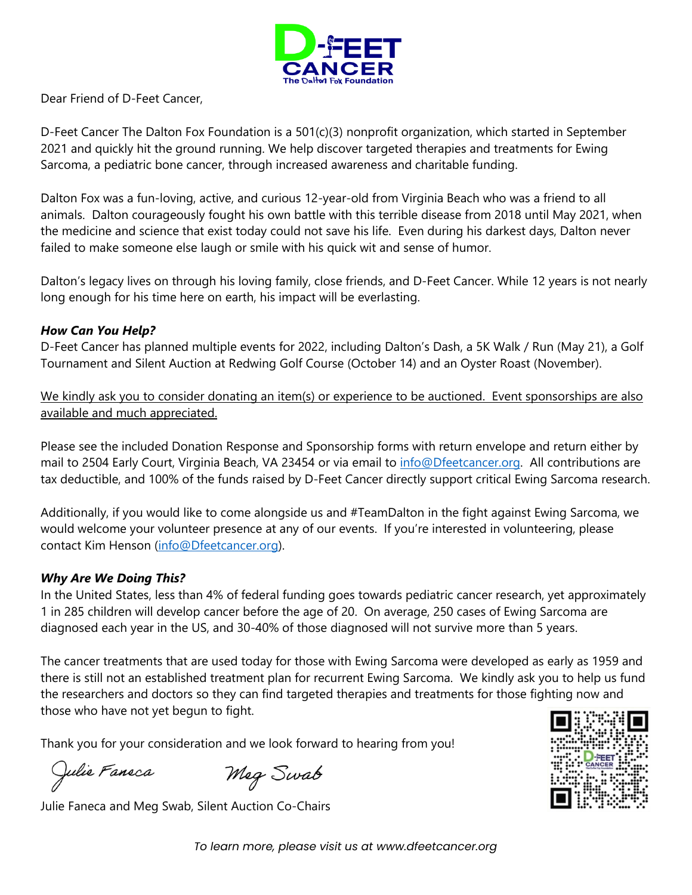Dear Friend of D-Feet Cancer,

D-Feet Cancer The Dalton Fox Foundation is a 501(c)(3) nonprofit organization, which started in September 2021 and quickly hit the ground running. We help discover targeted therapies and treatments for Ewing Sarcoma, a pediatric bone cancer, through increased awareness and charitable funding.

Dalton Fox was a fun-loving, active, and curious 12-year-old from Virginia Beach who was a friend to all animals. Dalton courageously fought his own battle with this terrible disease from 2018 until May 2021, when the medicine and science that exist today could not save his life. Even during his darkest days, Dalton never failed to make someone else laugh or smile with his quick wit and sense of humor.

Dalton's legacy lives on through his loving family, close friends, and D-Feet Cancer. While 12 years is not nearly long enough for his time here on earth, his impact will be everlasting.

***How Can You Help?***

D-Feet Cancer has planned multiple events for 2022, including Dalton's Dash, a 5K Walk / Run (May 21), a Golf Tournament and Silent Auction at Redwing Golf Course (October 14) and an Oyster Roast (November).

<u>We kindly ask you to consider donating an item(s) or experience to be auctioned. Event sponsorships are also available and much appreciated.</u>

Please see the included Donation Response and Sponsorship forms with return envelope and return either by mail to 2504 Early Court, Virginia Beach, VA 23454 or via email to info@Dfeetcancer.org. All contributions are tax deductible, and 100% of the funds raised by D-Feet Cancer directly support critical Ewing Sarcoma research.

Additionally, if you would like to come alongside us and #TeamDalton in the fight against Ewing Sarcoma, we would welcome your volunteer presence at any of our events. If you're interested in volunteering, please contact Kim Henson (info@Dfeetcancer.org).

***Why Are We Doing This?***

In the United States, less than 4% of federal funding goes towards pediatric cancer research, yet approximately 1 in 285 children will develop cancer before the age of 20. On average, 250 cases of Ewing Sarcoma are diagnosed each year in the US, and 30-40% of those diagnosed will not survive more than 5 years.

The cancer treatments that are used today for those with Ewing Sarcoma were developed as early as 1959 and there is still not an established treatment plan for recurrent Ewing Sarcoma. We kindly ask you to help us fund the researchers and doctors so they can find targeted therapies and treatments for those fighting now and those who have not yet begun to fight.

Thank you for your consideration and we look forward to hearing from you!

*Julie Faneca* *Meg Swab*

Julie Faneca and Meg Swab, Silent Auction Co-Chairs

*To learn more, please visit us at www.dfeetcancer.org*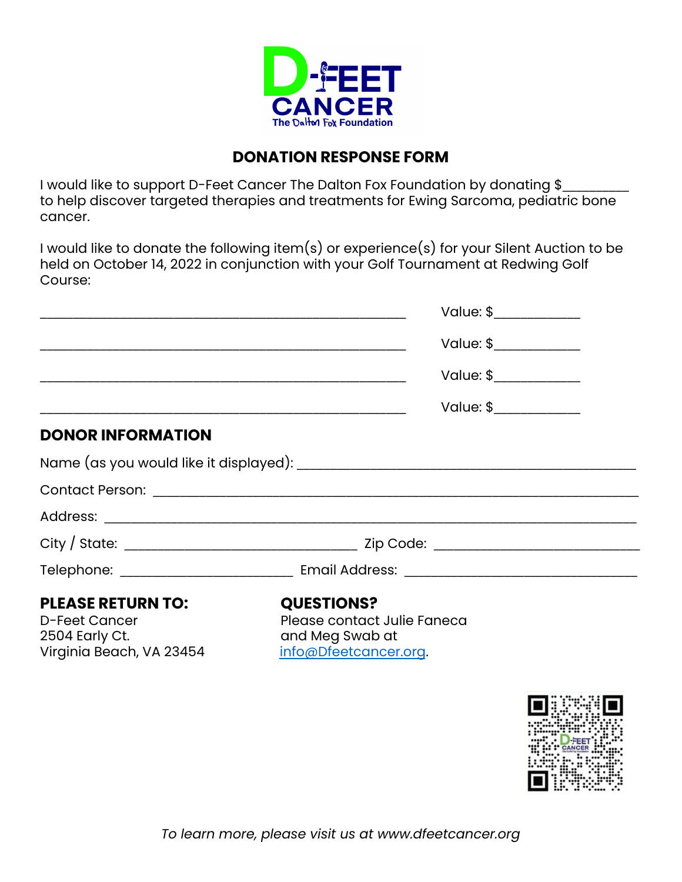D-FEET CANCER
The Dalton Fox Foundation

## DONATION RESPONSE FORM

I would like to support D-Feet Cancer The Dalton Fox Foundation by donating $_________ to help discover targeted therapies and treatments for Ewing Sarcoma, pediatric bone cancer.

I would like to donate the following item(s) or experience(s) for your Silent Auction to be held on October 14, 2022 in conjunction with your Golf Tournament at Redwing Golf Course:

_____________________________________________ Value: $____________

_____________________________________________ Value: $____________

_____________________________________________ Value: $____________

_____________________________________________ Value: $____________

## DONOR INFORMATION

Name (as you would like it displayed): _________________________________________

Contact Person: _________________________________________________________

Address: _______________________________________________________________

City / State: _____________________________ Zip Code: ___________________________

Telephone: ______________________ Email Address: ______________________________

**PLEASE RETURN TO:**
D-Feet Cancer
2504 Early Ct.
Virginia Beach, VA 23454

**QUESTIONS?**
Please contact Julie Faneca and Meg Swab at info@Dfeetcancer.org.

*To learn more, please visit us at www.dfeetcancer.org*